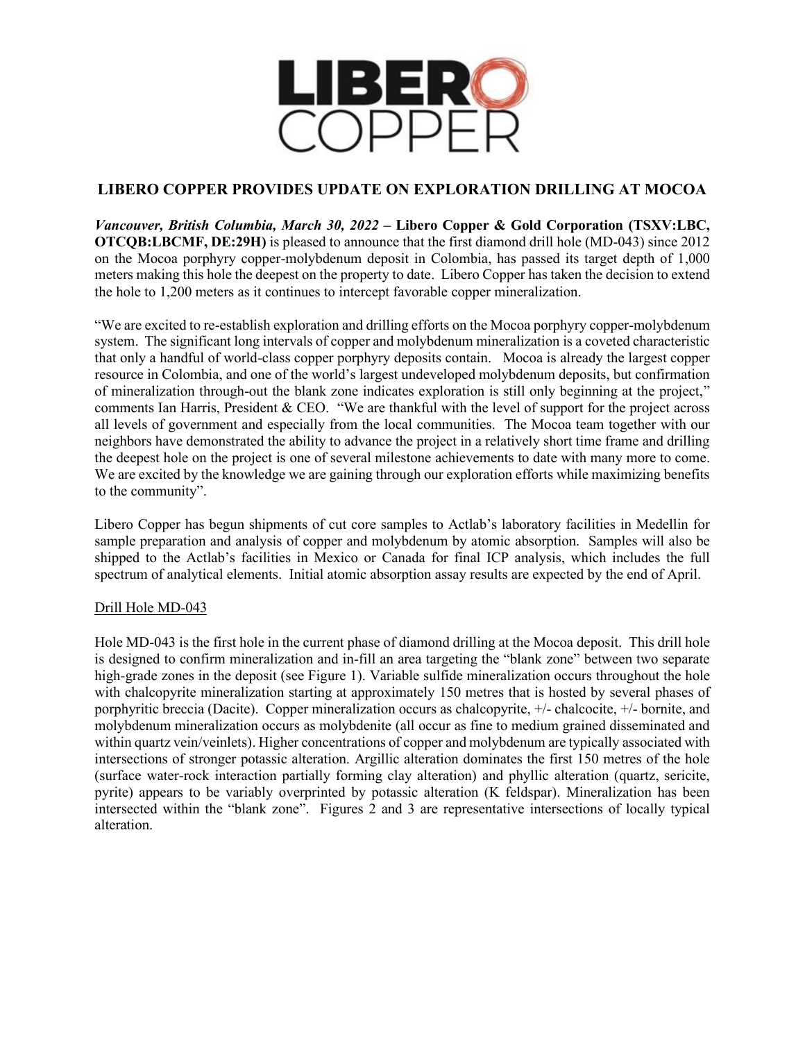# LIBERO COPPER PROVIDES UPDATE ON EXPLORATION DRILLING AT MOCOA

***Vancouver, British Columbia, March 30, 2022*** **– Libero Copper & Gold Corporation (TSXV:LBC, OTCQB:LBCMF, DE:29H)** is pleased to announce that the first diamond drill hole (MD-043) since 2012 on the Mocoa porphyry copper-molybdenum deposit in Colombia, has passed its target depth of 1,000 meters making this hole the deepest on the property to date. Libero Copper has taken the decision to extend the hole to 1,200 meters as it continues to intercept favorable copper mineralization.

"We are excited to re-establish exploration and drilling efforts on the Mocoa porphyry copper-molybdenum system. The significant long intervals of copper and molybdenum mineralization is a coveted characteristic that only a handful of world-class copper porphyry deposits contain. Mocoa is already the largest copper resource in Colombia, and one of the world's largest undeveloped molybdenum deposits, but confirmation of mineralization through-out the blank zone indicates exploration is still only beginning at the project," comments Ian Harris, President & CEO. "We are thankful with the level of support for the project across all levels of government and especially from the local communities. The Mocoa team together with our neighbors have demonstrated the ability to advance the project in a relatively short time frame and drilling the deepest hole on the project is one of several milestone achievements to date with many more to come. We are excited by the knowledge we are gaining through our exploration efforts while maximizing benefits to the community".

Libero Copper has begun shipments of cut core samples to Actlab's laboratory facilities in Medellin for sample preparation and analysis of copper and molybdenum by atomic absorption. Samples will also be shipped to the Actlab's facilities in Mexico or Canada for final ICP analysis, which includes the full spectrum of analytical elements. Initial atomic absorption assay results are expected by the end of April.

<u>Drill Hole MD-043</u>

Hole MD-043 is the first hole in the current phase of diamond drilling at the Mocoa deposit. This drill hole is designed to confirm mineralization and in-fill an area targeting the "blank zone" between two separate high-grade zones in the deposit (see Figure 1). Variable sulfide mineralization occurs throughout the hole with chalcopyrite mineralization starting at approximately 150 metres that is hosted by several phases of porphyritic breccia (Dacite). Copper mineralization occurs as chalcopyrite, +/- chalcocite, +/- bornite, and molybdenum mineralization occurs as molybdenite (all occur as fine to medium grained disseminated and within quartz vein/veinlets). Higher concentrations of copper and molybdenum are typically associated with intersections of stronger potassic alteration. Argillic alteration dominates the first 150 metres of the hole (surface water-rock interaction partially forming clay alteration) and phyllic alteration (quartz, sericite, pyrite) appears to be variably overprinted by potassic alteration (K feldspar). Mineralization has been intersected within the "blank zone". Figures 2 and 3 are representative intersections of locally typical alteration.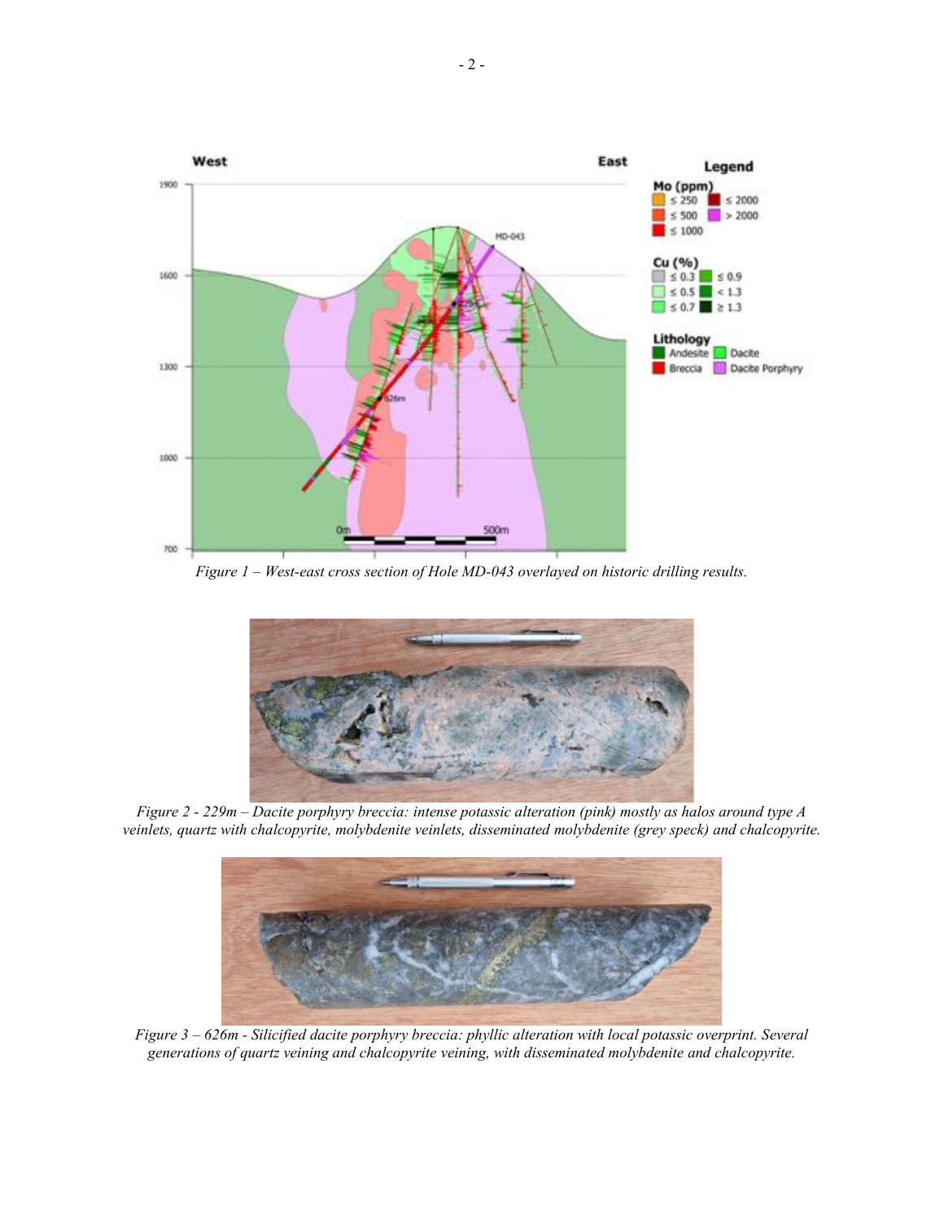*Figure 1 – West-east cross section of Hole MD-043 overlayed on historic drilling results.*

*Figure 2 - 229m – Dacite porphyry breccia: intense potassic alteration (pink) mostly as halos around type A veinlets, quartz with chalcopyrite, molybdenite veinlets, disseminated molybdenite (grey speck) and chalcopyrite.*

*Figure 3 – 626m - Silicified dacite porphyry breccia: phyllic alteration with local potassic overprint. Several generations of quartz veining and chalcopyrite veining, with disseminated molybdenite and chalcopyrite.*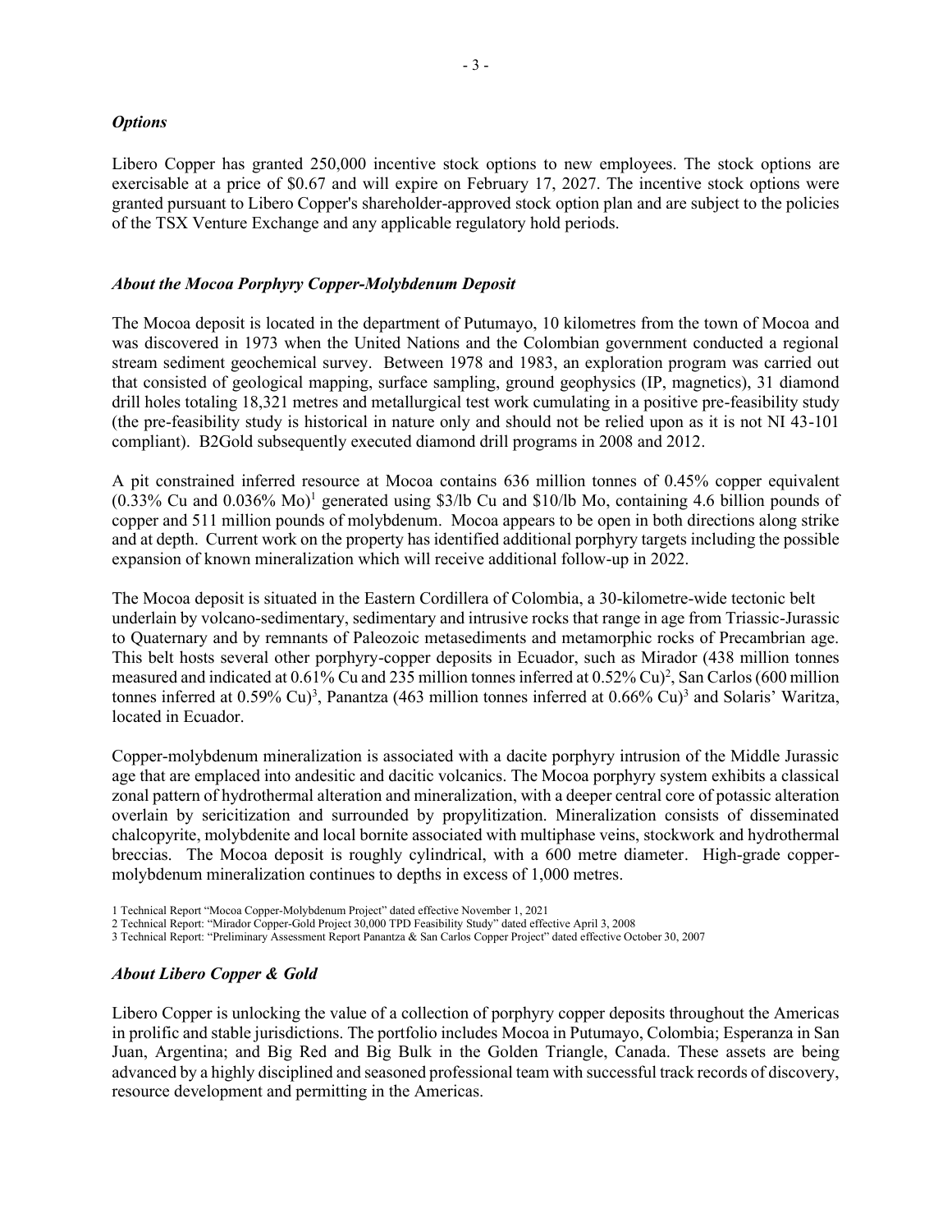### *Options*

Libero Copper has granted 250,000 incentive stock options to new employees. The stock options are exercisable at a price of $0.67 and will expire on February 17, 2027. The incentive stock options were granted pursuant to Libero Copper's shareholder-approved stock option plan and are subject to the policies of the TSX Venture Exchange and any applicable regulatory hold periods.

### *About the Mocoa Porphyry Copper-Molybdenum Deposit*

The Mocoa deposit is located in the department of Putumayo, 10 kilometres from the town of Mocoa and was discovered in 1973 when the United Nations and the Colombian government conducted a regional stream sediment geochemical survey. Between 1978 and 1983, an exploration program was carried out that consisted of geological mapping, surface sampling, ground geophysics (IP, magnetics), 31 diamond drill holes totaling 18,321 metres and metallurgical test work cumulating in a positive pre-feasibility study (the pre-feasibility study is historical in nature only and should not be relied upon as it is not NI 43-101 compliant). B2Gold subsequently executed diamond drill programs in 2008 and 2012.

A pit constrained inferred resource at Mocoa contains 636 million tonnes of 0.45% copper equivalent (0.33% Cu and 0.036% Mo)[1] generated using $3/lb Cu and $10/lb Mo, containing 4.6 billion pounds of copper and 511 million pounds of molybdenum. Mocoa appears to be open in both directions along strike and at depth. Current work on the property has identified additional porphyry targets including the possible expansion of known mineralization which will receive additional follow-up in 2022.

The Mocoa deposit is situated in the Eastern Cordillera of Colombia, a 30-kilometre-wide tectonic belt underlain by volcano-sedimentary, sedimentary and intrusive rocks that range in age from Triassic-Jurassic to Quaternary and by remnants of Paleozoic metasediments and metamorphic rocks of Precambrian age. This belt hosts several other porphyry-copper deposits in Ecuador, such as Mirador (438 million tonnes measured and indicated at 0.61% Cu and 235 million tonnes inferred at 0.52% Cu)[2], San Carlos (600 million tonnes inferred at 0.59% Cu)[3], Panantza (463 million tonnes inferred at 0.66% Cu)[3] and Solaris' Waritza, located in Ecuador.

Copper-molybdenum mineralization is associated with a dacite porphyry intrusion of the Middle Jurassic age that are emplaced into andesitic and dacitic volcanics. The Mocoa porphyry system exhibits a classical zonal pattern of hydrothermal alteration and mineralization, with a deeper central core of potassic alteration overlain by sericitization and surrounded by propylitization. Mineralization consists of disseminated chalcopyrite, molybdenite and local bornite associated with multiphase veins, stockwork and hydrothermal breccias. The Mocoa deposit is roughly cylindrical, with a 600 metre diameter. High-grade copper-molybdenum mineralization continues to depths in excess of 1,000 metres.

1 Technical Report "Mocoa Copper-Molybdenum Project" dated effective November 1, 2021
2 Technical Report: "Mirador Copper-Gold Project 30,000 TPD Feasibility Study" dated effective April 3, 2008
3 Technical Report: "Preliminary Assessment Report Panantza & San Carlos Copper Project" dated effective October 30, 2007

### *About Libero Copper & Gold*

Libero Copper is unlocking the value of a collection of porphyry copper deposits throughout the Americas in prolific and stable jurisdictions. The portfolio includes Mocoa in Putumayo, Colombia; Esperanza in San Juan, Argentina; and Big Red and Big Bulk in the Golden Triangle, Canada. These assets are being advanced by a highly disciplined and seasoned professional team with successful track records of discovery, resource development and permitting in the Americas.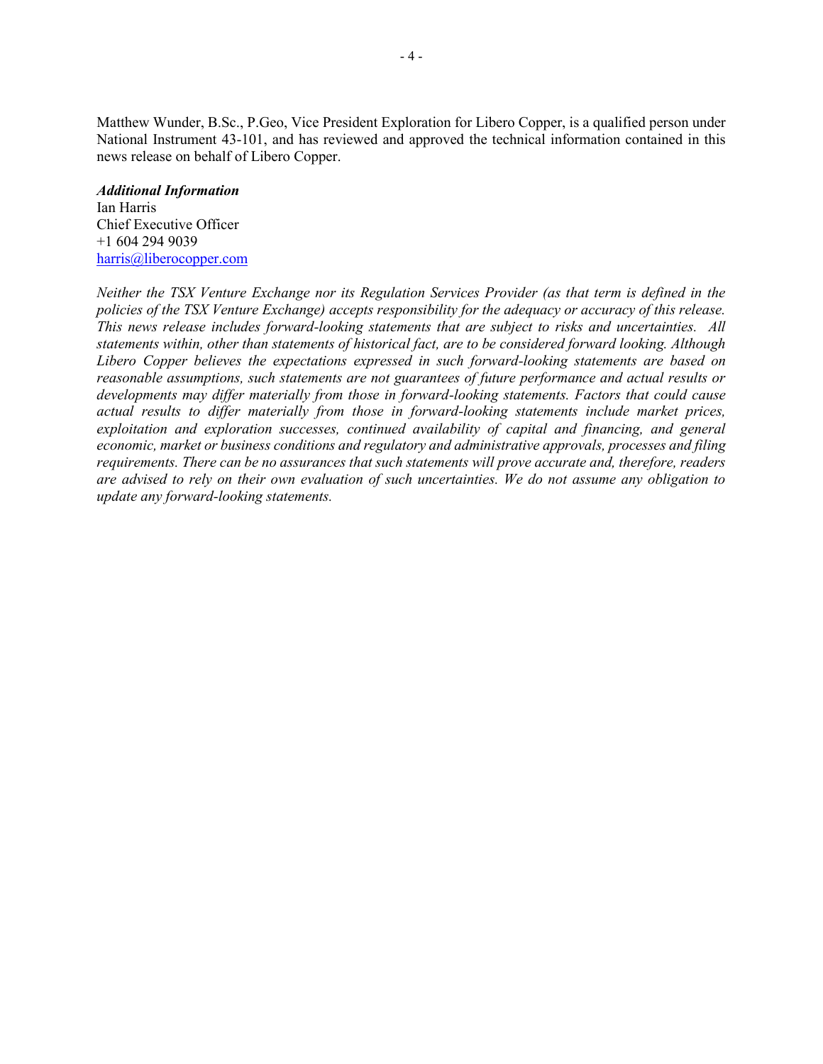Matthew Wunder, B.Sc., P.Geo, Vice President Exploration for Libero Copper, is a qualified person under National Instrument 43-101, and has reviewed and approved the technical information contained in this news release on behalf of Libero Copper.

***Additional Information***
Ian Harris
Chief Executive Officer
+1 604 294 9039
harris@liberocopper.com

*Neither the TSX Venture Exchange nor its Regulation Services Provider (as that term is defined in the policies of the TSX Venture Exchange) accepts responsibility for the adequacy or accuracy of this release. This news release includes forward-looking statements that are subject to risks and uncertainties. All statements within, other than statements of historical fact, are to be considered forward looking. Although Libero Copper believes the expectations expressed in such forward-looking statements are based on reasonable assumptions, such statements are not guarantees of future performance and actual results or developments may differ materially from those in forward-looking statements. Factors that could cause actual results to differ materially from those in forward-looking statements include market prices, exploitation and exploration successes, continued availability of capital and financing, and general economic, market or business conditions and regulatory and administrative approvals, processes and filing requirements. There can be no assurances that such statements will prove accurate and, therefore, readers are advised to rely on their own evaluation of such uncertainties. We do not assume any obligation to update any forward-looking statements.*